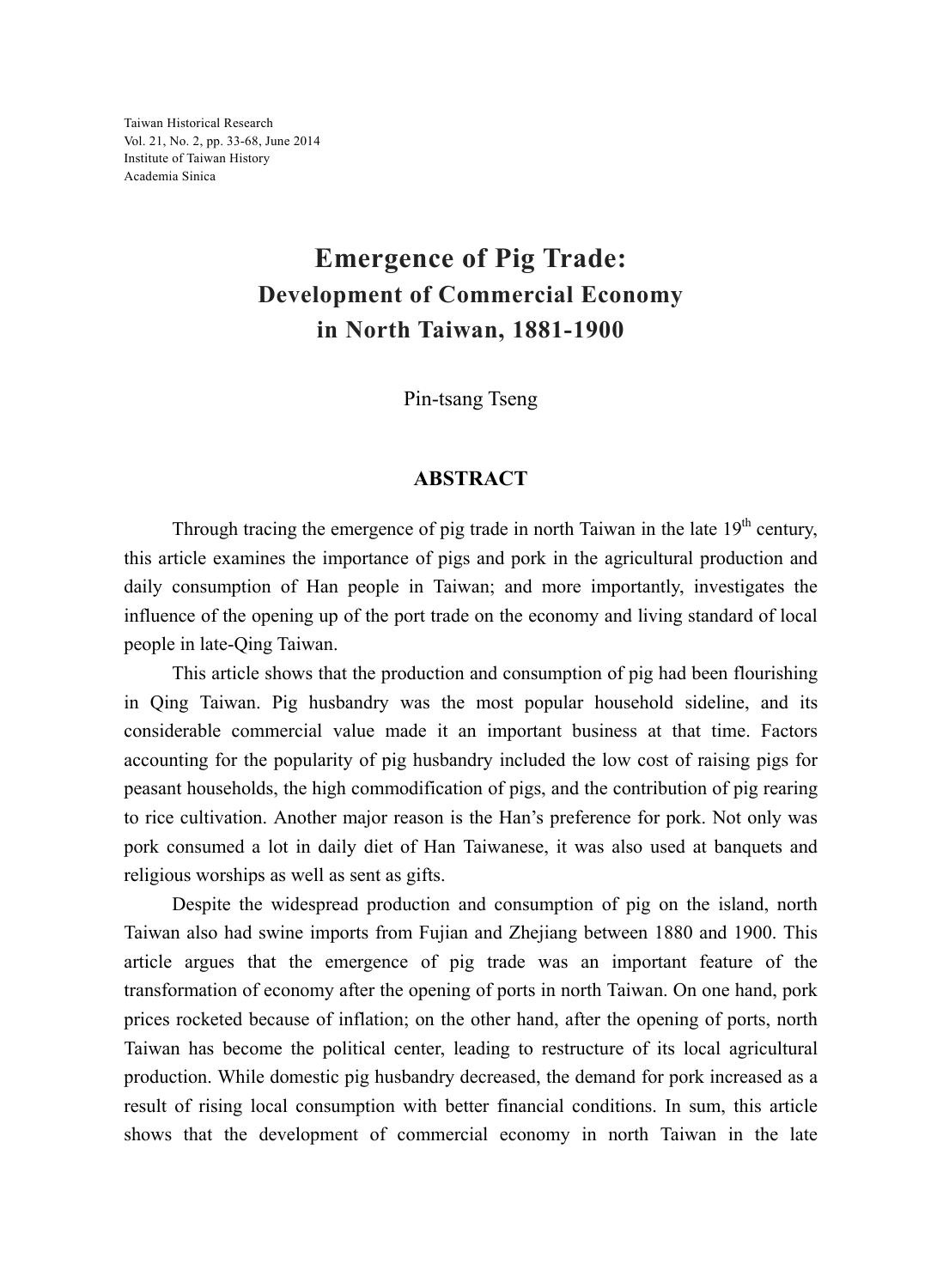Taiwan Historical Research
Vol. 21, No. 2, pp. 33-68, June 2014
Institute of Taiwan History
Academia Sinica

# Emergence of Pig Trade:
## Development of Commercial Economy in North Taiwan, 1881-1900

Pin-tsang Tseng

### ABSTRACT

Through tracing the emergence of pig trade in north Taiwan in the late 19th century, this article examines the importance of pigs and pork in the agricultural production and daily consumption of Han people in Taiwan; and more importantly, investigates the influence of the opening up of the port trade on the economy and living standard of local people in late-Qing Taiwan.

This article shows that the production and consumption of pig had been flourishing in Qing Taiwan. Pig husbandry was the most popular household sideline, and its considerable commercial value made it an important business at that time. Factors accounting for the popularity of pig husbandry included the low cost of raising pigs for peasant households, the high commodification of pigs, and the contribution of pig rearing to rice cultivation. Another major reason is the Han's preference for pork. Not only was pork consumed a lot in daily diet of Han Taiwanese, it was also used at banquets and religious worships as well as sent as gifts.

Despite the widespread production and consumption of pig on the island, north Taiwan also had swine imports from Fujian and Zhejiang between 1880 and 1900. This article argues that the emergence of pig trade was an important feature of the transformation of economy after the opening of ports in north Taiwan. On one hand, pork prices rocketed because of inflation; on the other hand, after the opening of ports, north Taiwan has become the political center, leading to restructure of its local agricultural production. While domestic pig husbandry decreased, the demand for pork increased as a result of rising local consumption with better financial conditions. In sum, this article shows that the development of commercial economy in north Taiwan in the late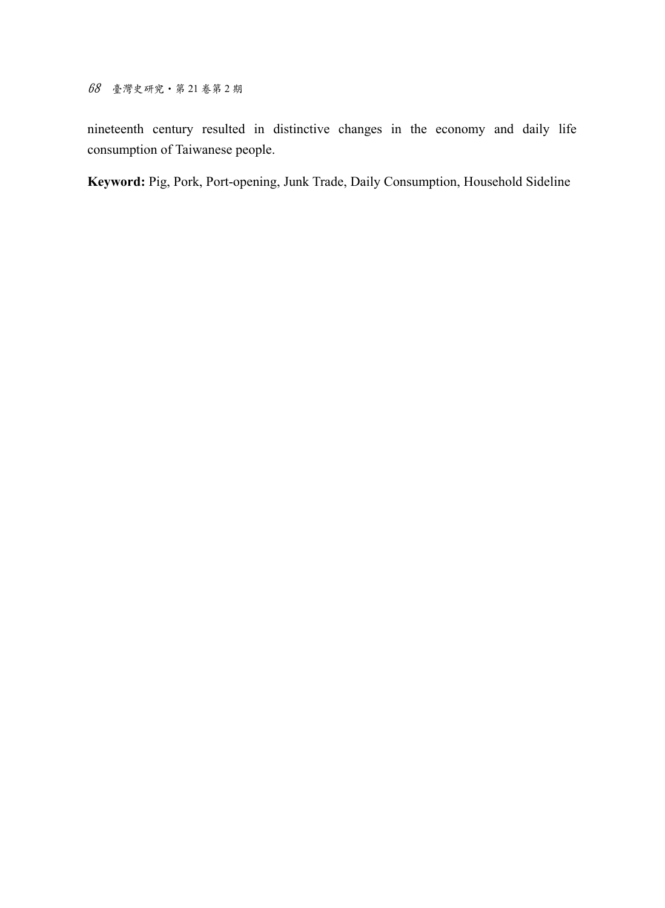nineteenth century resulted in distinctive changes in the economy and daily life consumption of Taiwanese people.

**Keyword:** Pig, Pork, Port-opening, Junk Trade, Daily Consumption, Household Sideline